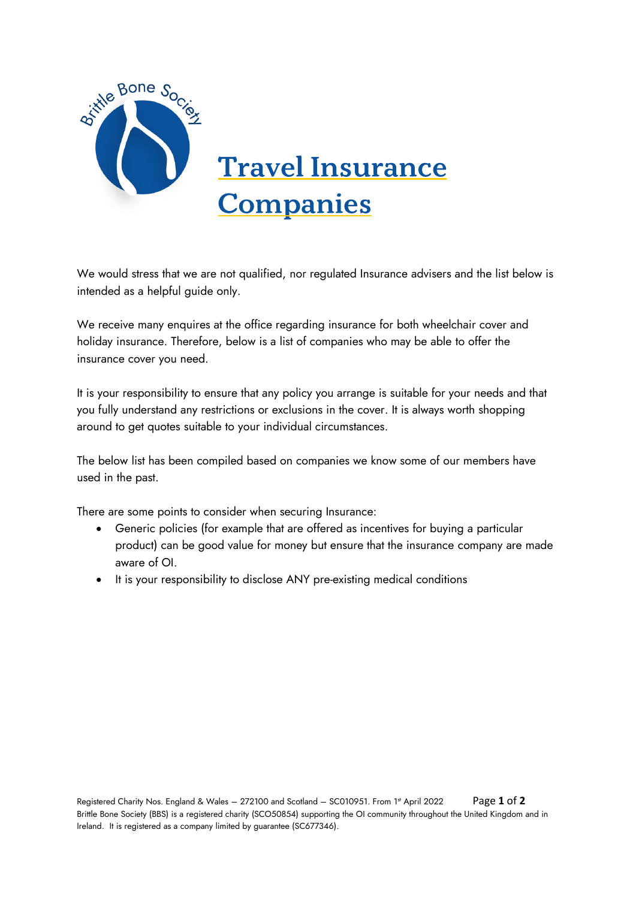# Travel Insurance Companies

We would stress that we are not qualified, nor regulated Insurance advisers and the list below is intended as a helpful guide only.

We receive many enquires at the office regarding insurance for both wheelchair cover and holiday insurance. Therefore, below is a list of companies who may be able to offer the insurance cover you need.

It is your responsibility to ensure that any policy you arrange is suitable for your needs and that you fully understand any restrictions or exclusions in the cover. It is always worth shopping around to get quotes suitable to your individual circumstances.

The below list has been compiled based on companies we know some of our members have used in the past.

There are some points to consider when securing Insurance:

- Generic policies (for example that are offered as incentives for buying a particular product) can be good value for money but ensure that the insurance company are made aware of OI.
- It is your responsibility to disclose ANY pre-existing medical conditions

Registered Charity Nos. England & Wales – 272100 and Scotland – SC010951. From 1st April 2022
Brittle Bone Society (BBS) is a registered charity (SCO50854) supporting the OI community throughout the United Kingdom and in Ireland. It is registered as a company limited by guarantee (SC677346).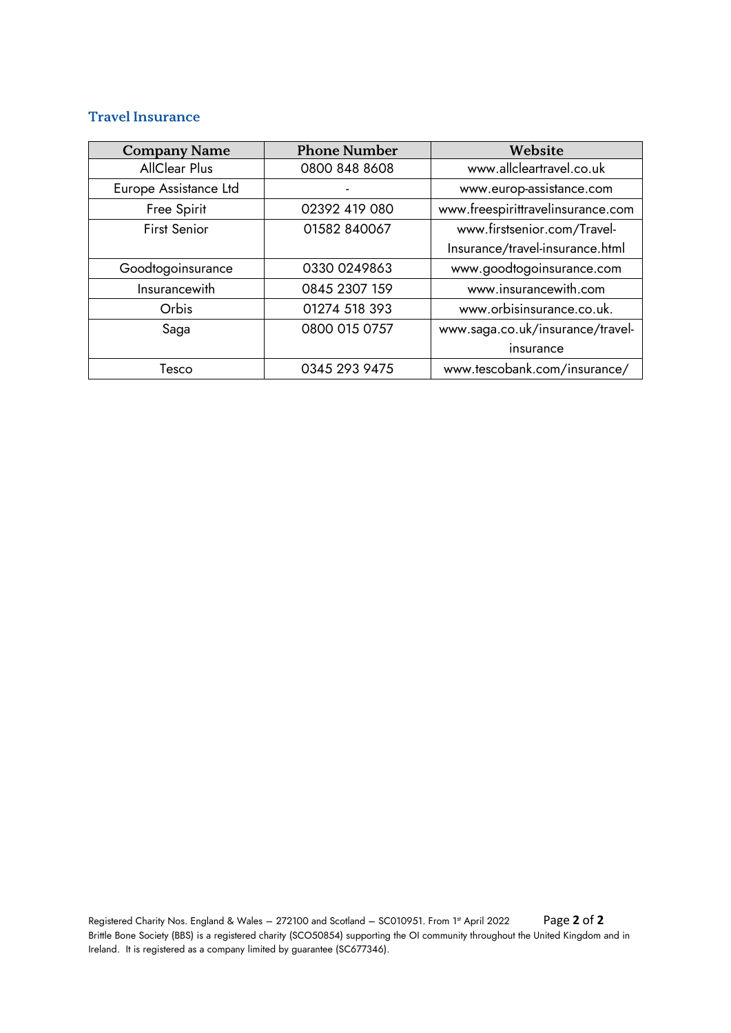## Travel Insurance

| Company Name | Phone Number | Website |
|---|---|---|
| AllClear Plus | 0800 848 8608 | www.allcleartravel.co.uk |
| Europe Assistance Ltd | - | www.europ-assistance.com |
| Free Spirit | 02392 419 080 | www.freespirittravelinsurance.com |
| First Senior | 01582 840067 | www.firstsenior.com/Travel-Insurance/travel-insurance.html |
| Goodtogoinsurance | 0330 0249863 | www.goodtogoinsurance.com |
| Insurancewith | 0845 2307 159 | www.insurancewith.com |
| Orbis | 01274 518 393 | www.orbisinsurance.co.uk. |
| Saga | 0800 015 0757 | www.saga.co.uk/insurance/travel-insurance |
| Tesco | 0345 293 9475 | www.tescobank.com/insurance/ |

Registered Charity Nos. England & Wales – 272100 and Scotland – SC010951. From 1st April 2022
Brittle Bone Society (BBS) is a registered charity (SCO50854) supporting the OI community throughout the United Kingdom and in Ireland. It is registered as a company limited by guarantee (SC677346).